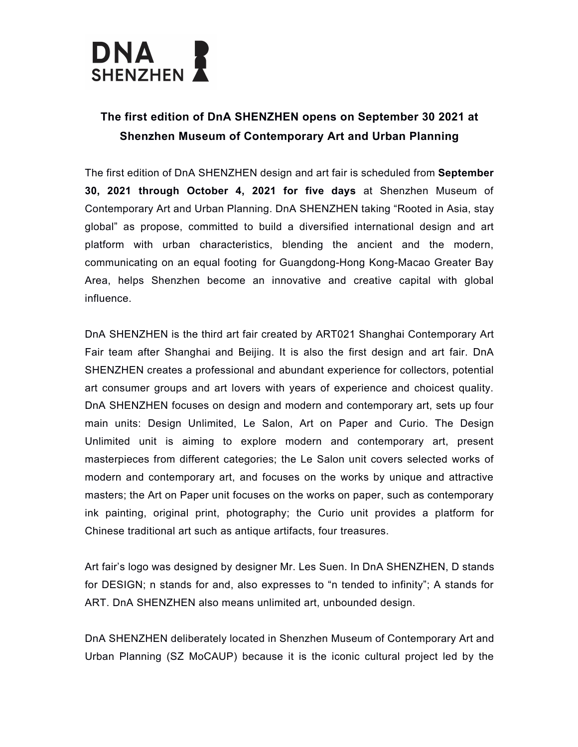DNA SHENZHEN

**The first edition of DnA SHENZHEN opens on September 30 2021 at Shenzhen Museum of Contemporary Art and Urban Planning**

The first edition of DnA SHENZHEN design and art fair is scheduled from **September 30, 2021 through October 4, 2021 for five days** at Shenzhen Museum of Contemporary Art and Urban Planning. DnA SHENZHEN taking "Rooted in Asia, stay global" as propose, committed to build a diversified international design and art platform with urban characteristics, blending the ancient and the modern, communicating on an equal footing for Guangdong-Hong Kong-Macao Greater Bay Area, helps Shenzhen become an innovative and creative capital with global influence.

DnA SHENZHEN is the third art fair created by ART021 Shanghai Contemporary Art Fair team after Shanghai and Beijing. It is also the first design and art fair. DnA SHENZHEN creates a professional and abundant experience for collectors, potential art consumer groups and art lovers with years of experience and choicest quality. DnA SHENZHEN focuses on design and modern and contemporary art, sets up four main units: Design Unlimited, Le Salon, Art on Paper and Curio. The Design Unlimited unit is aiming to explore modern and contemporary art, present masterpieces from different categories; the Le Salon unit covers selected works of modern and contemporary art, and focuses on the works by unique and attractive masters; the Art on Paper unit focuses on the works on paper, such as contemporary ink painting, original print, photography; the Curio unit provides a platform for Chinese traditional art such as antique artifacts, four treasures.

Art fair's logo was designed by designer Mr. Les Suen. In DnA SHENZHEN, D stands for DESIGN; n stands for and, also expresses to "n tended to infinity"; A stands for ART. DnA SHENZHEN also means unlimited art, unbounded design.

DnA SHENZHEN deliberately located in Shenzhen Museum of Contemporary Art and Urban Planning (SZ MoCAUP) because it is the iconic cultural project led by the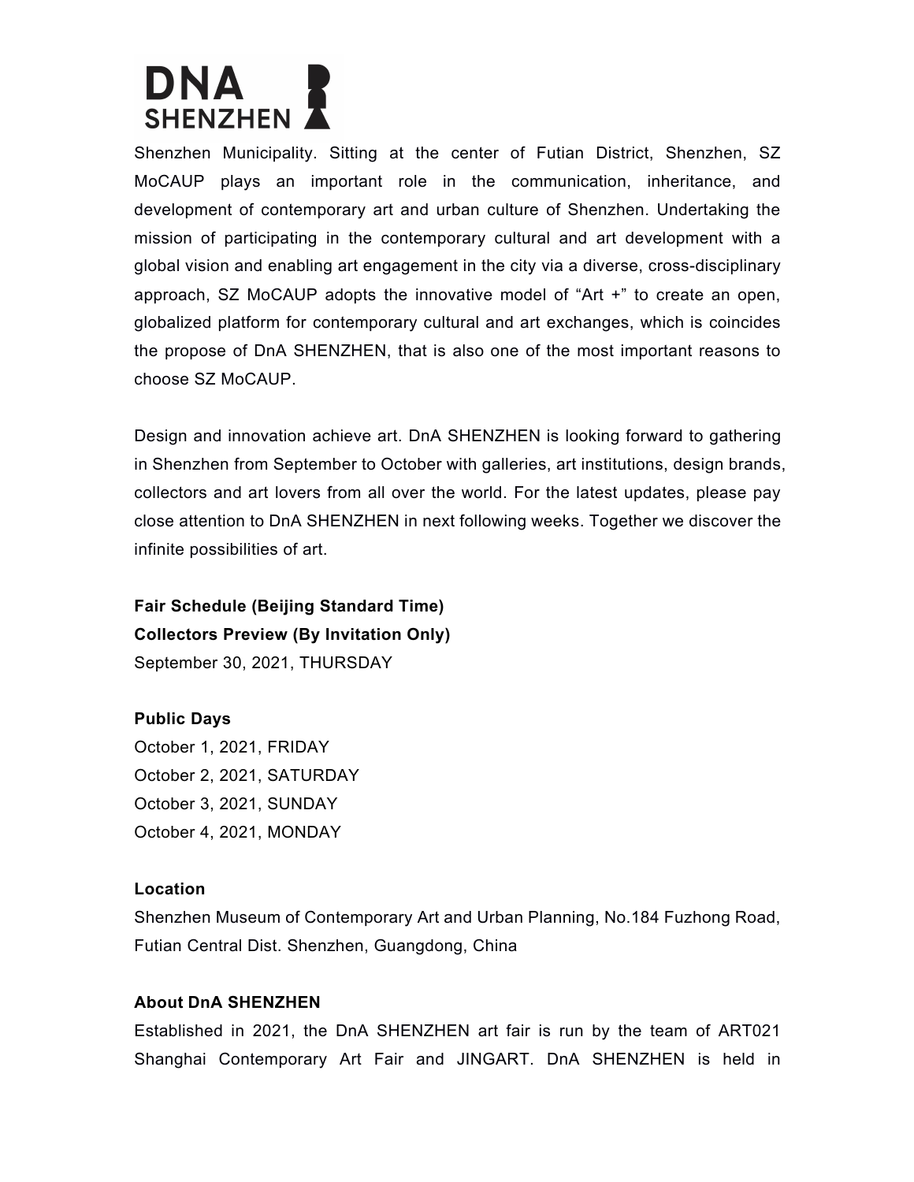Shenzhen Municipality. Sitting at the center of Futian District, Shenzhen, SZ MoCAUP plays an important role in the communication, inheritance, and development of contemporary art and urban culture of Shenzhen. Undertaking the mission of participating in the contemporary cultural and art development with a global vision and enabling art engagement in the city via a diverse, cross-disciplinary approach, SZ MoCAUP adopts the innovative model of "Art +" to create an open, globalized platform for contemporary cultural and art exchanges, which is coincides the propose of DnA SHENZHEN, that is also one of the most important reasons to choose SZ MoCAUP.

Design and innovation achieve art. DnA SHENZHEN is looking forward to gathering in Shenzhen from September to October with galleries, art institutions, design brands, collectors and art lovers from all over the world. For the latest updates, please pay close attention to DnA SHENZHEN in next following weeks. Together we discover the infinite possibilities of art.

**Fair Schedule (Beijing Standard Time)**
**Collectors Preview (By Invitation Only)**
September 30, 2021, THURSDAY

**Public Days**
October 1, 2021, FRIDAY
October 2, 2021, SATURDAY
October 3, 2021, SUNDAY
October 4, 2021, MONDAY

**Location**
Shenzhen Museum of Contemporary Art and Urban Planning, No.184 Fuzhong Road, Futian Central Dist. Shenzhen, Guangdong, China

**About DnA SHENZHEN**
Established in 2021, the DnA SHENZHEN art fair is run by the team of ART021 Shanghai Contemporary Art Fair and JINGART. DnA SHENZHEN is held in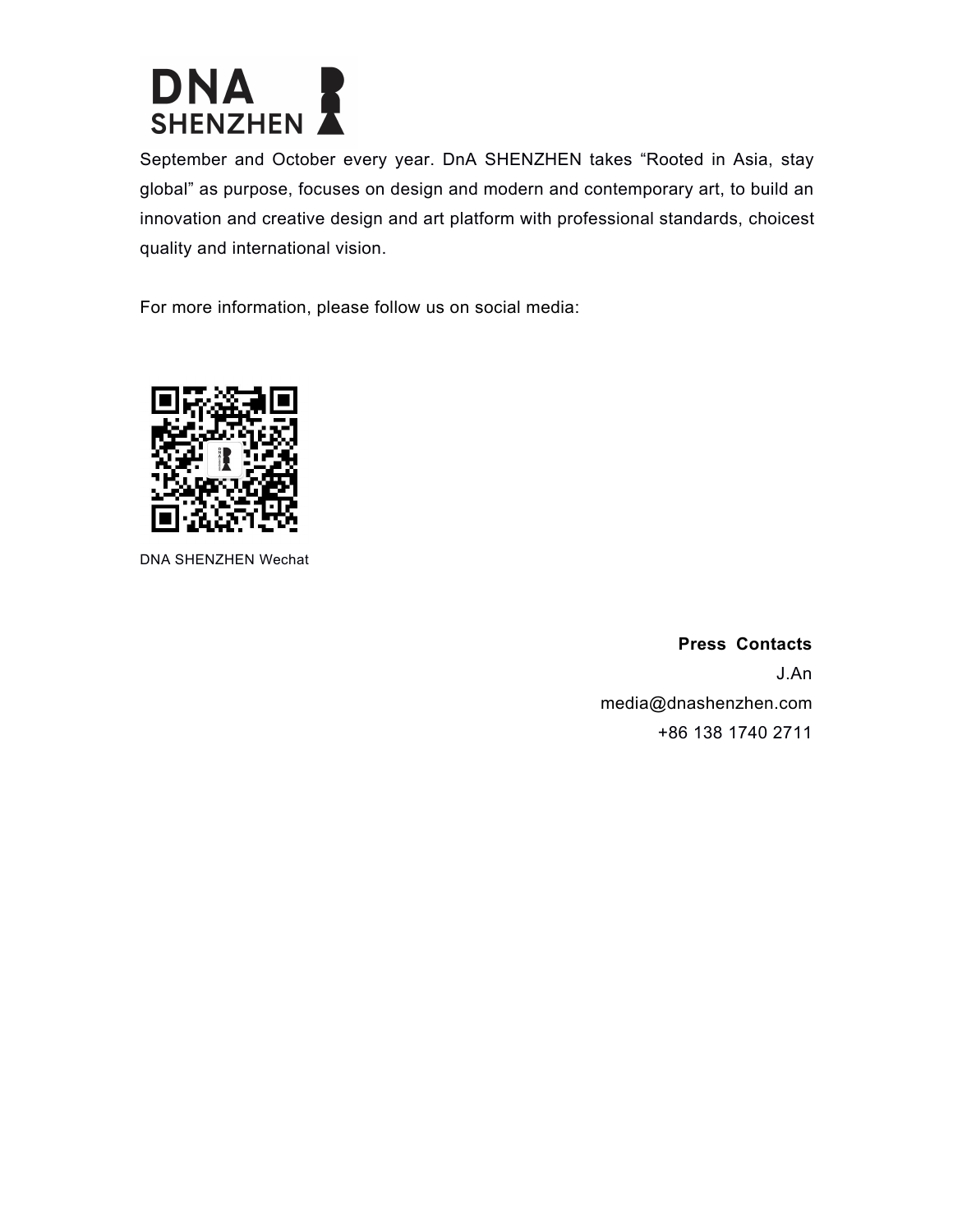September and October every year. DnA SHENZHEN takes "Rooted in Asia, stay global" as purpose, focuses on design and modern and contemporary art, to build an innovation and creative design and art platform with professional standards, choicest quality and international vision.

For more information, please follow us on social media:

DNA SHENZHEN Wechat

**Press Contacts**

J.An

media@dnashenzhen.com

+86 138 1740 2711